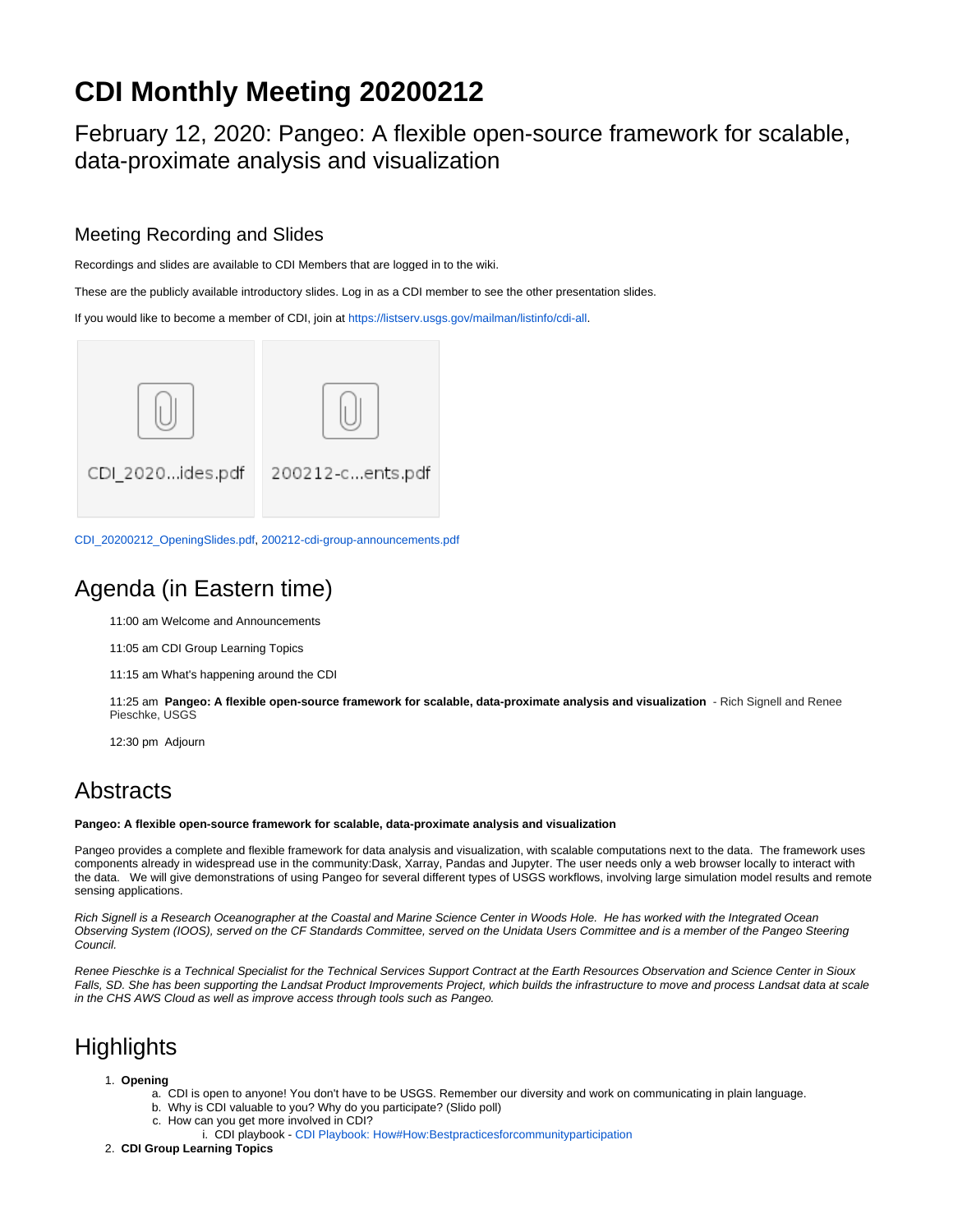# CDI Monthly Meeting 20200212

## February 12, 2020: Pangeo: A flexible open-source framework for scalable, data-proximate analysis and visualization

### Meeting Recording and Slides

Recordings and slides are available to CDI Members that are logged in to the wiki.

These are the publicly available introductory slides. Log in as a CDI member to see the other presentation slides.

If you would like to become a member of CDI, join at https://listserv.usgs.gov/mailman/listinfo/cdi-all.

CDI_2020...ides.pdf    200212-c...ents.pdf

CDI_20200212_OpeningSlides.pdf, 200212-cdi-group-announcements.pdf

## Agenda (in Eastern time)

11:00 am Welcome and Announcements

11:05 am CDI Group Learning Topics

11:15 am What's happening around the CDI

11:25 am **Pangeo: A flexible open-source framework for scalable, data-proximate analysis and visualization** - Rich Signell and Renee Pieschke, USGS

12:30 pm Adjourn

## Abstracts

**Pangeo: A flexible open-source framework for scalable, data-proximate analysis and visualization**

Pangeo provides a complete and flexible framework for data analysis and visualization, with scalable computations next to the data. The framework uses components already in widespread use in the community:Dask, Xarray, Pandas and Jupyter. The user needs only a web browser locally to interact with the data. We will give demonstrations of using Pangeo for several different types of USGS workflows, involving large simulation model results and remote sensing applications.

*Rich Signell is a Research Oceanographer at the Coastal and Marine Science Center in Woods Hole. He has worked with the Integrated Ocean Observing System (IOOS), served on the CF Standards Committee, served on the Unidata Users Committee and is a member of the Pangeo Steering Council.*

*Renee Pieschke is a Technical Specialist for the Technical Services Support Contract at the Earth Resources Observation and Science Center in Sioux Falls, SD. She has been supporting the Landsat Product Improvements Project, which builds the infrastructure to move and process Landsat data at scale in the CHS AWS Cloud as well as improve access through tools such as Pangeo.*

## Highlights

1. **Opening**
   a. CDI is open to anyone! You don't have to be USGS. Remember our diversity and work on communicating in plain language.
   b. Why is CDI valuable to you? Why do you participate? (Slido poll)
   c. How can you get more involved in CDI?
      i. CDI playbook - CDI Playbook: How#How:Bestpracticesforcommunityparticipation
2. **CDI Group Learning Topics**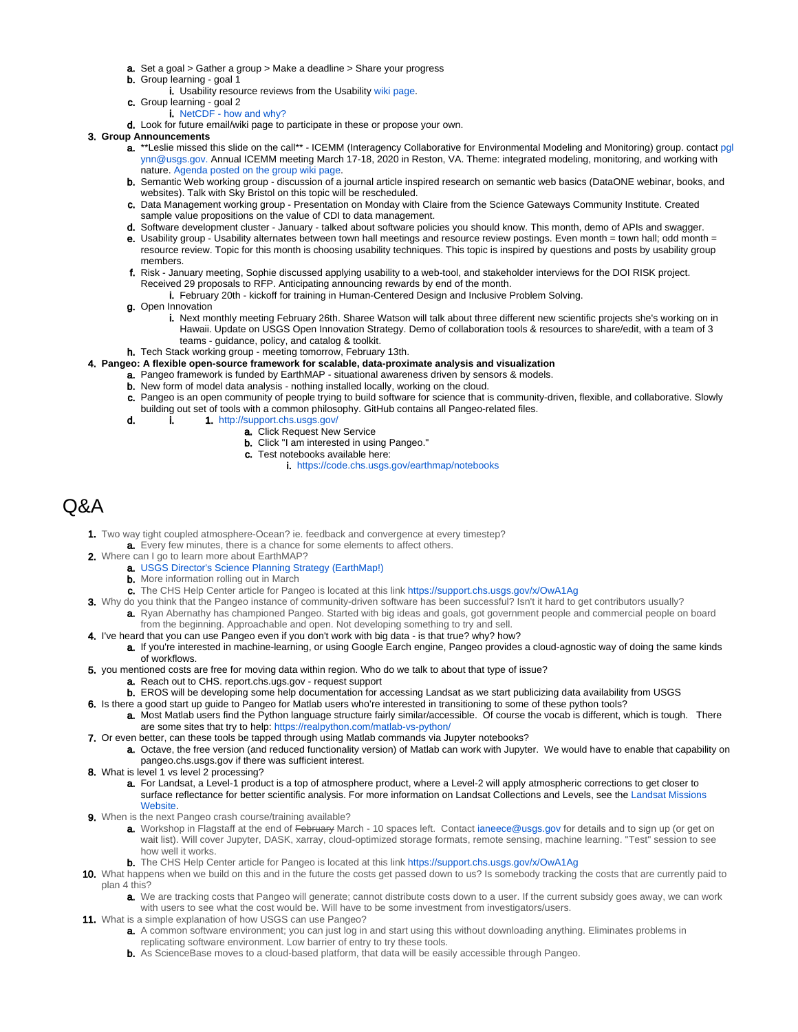a. Set a goal > Gather a group > Make a deadline > Share your progress
   b. Group learning - goal 1
      i. Usability resource reviews from the Usability wiki page.
   c. Group learning - goal 2
      i. NetCDF - how and why?
   d. Look for future email/wiki page to participate in these or propose your own.

3. **Group Announcements**
   a. **Leslie missed this slide on the call** - ICEMM (Interagency Collaborative for Environmental Modeling and Monitoring) group. contact pglynn@usgs.gov. Annual ICEMM meeting March 17-18, 2020 in Reston, VA. Theme: integrated modeling, monitoring, and working with nature. Agenda posted on the group wiki page.
   b. Semantic Web working group - discussion of a journal article inspired research on semantic web basics (DataONE webinar, books, and websites). Talk with Sky Bristol on this topic will be rescheduled.
   c. Data Management working group - Presentation on Monday with Claire from the Science Gateways Community Institute. Created sample value propositions on the value of CDI to data management.
   d. Software development cluster - January - talked about software policies you should know. This month, demo of APIs and swagger.
   e. Usability group - Usability alternates between town hall meetings and resource review postings. Even month = town hall; odd month = resource review. Topic for this month is choosing usability techniques. This topic is inspired by questions and posts by usability group members.
   f. Risk - January meeting, Sophie discussed applying usability to a web-tool, and stakeholder interviews for the DOI RISK project. Received 29 proposals to RFP. Anticipating announcing rewards by end of the month.
      i. February 20th - kickoff for training in Human-Centered Design and Inclusive Problem Solving.
   g. Open Innovation
      i. Next monthly meeting February 26th. Sharee Watson will talk about three different new scientific projects she's working on in Hawaii. Update on USGS Open Innovation Strategy. Demo of collaboration tools & resources to share/edit, with a team of 3 teams - guidance, policy, and catalog & toolkit.
   h. Tech Stack working group - meeting tomorrow, February 13th.

4. **Pangeo: A flexible open-source framework for scalable, data-proximate analysis and visualization**
   a. Pangeo framework is funded by EarthMAP - situational awareness driven by sensors & models.
   b. New form of model data analysis - nothing installed locally, working on the cloud.
   c. Pangeo is an open community of people trying to build software for science that is community-driven, flexible, and collaborative. Slowly building out set of tools with a common philosophy. GitHub contains all Pangeo-related files.
   d.
      i.
         1. http://support.chs.usgs.gov/
            a. Click Request New Service
            b. Click "I am interested in using Pangeo."
            c. Test notebooks available here:
               i. https://code.chs.usgs.gov/earthmap/notebooks

# Q&A

1. Two way tight coupled atmosphere-Ocean? ie. feedback and convergence at every timestep?
   a. Every few minutes, there is a chance for some elements to affect others.
2. Where can I go to learn more about EarthMAP?
   a. USGS Director's Science Planning Strategy (EarthMap!)
   b. More information rolling out in March
   c. The CHS Help Center article for Pangeo is located at this link https://support.chs.usgs.gov/x/OwA1Ag
3. Why do you think that the Pangeo instance of community-driven software has been successful? Isn't it hard to get contributors usually?
   a. Ryan Abernathy has championed Pangeo. Started with big ideas and goals, got government people and commercial people on board from the beginning. Approachable and open. Not developing something to try and sell.
4. I've heard that you can use Pangeo even if you don't work with big data - is that true? why? how?
   a. If you're interested in machine-learning, or using Google Earth engine, Pangeo provides a cloud-agnostic way of doing the same kinds of workflows.
5. you mentioned costs are free for moving data within region. Who do we talk to about that type of issue?
   a. Reach out to CHS. report.chs.ugs.gov - request support
   b. EROS will be developing some help documentation for accessing Landsat as we start publicizing data availability from USGS
6. Is there a good start up guide to Pangeo for Matlab users who're interested in transitioning to some of these python tools?
   a. Most Matlab users find the Python language structure fairly similar/accessible. Of course the vocab is different, which is tough. There are some sites that try to help: https://realpython.com/matlab-vs-python/
7. Or even better, can these tools be tapped through using Matlab commands via Jupyter notebooks?
   a. Octave, the free version (and reduced functionality version) of Matlab can work with Jupyter. We would have to enable that capability on pangeo.chs.usgs.gov if there was sufficient interest.
8. What is level 1 vs level 2 processing?
   a. For Landsat, a Level-1 product is a top of atmosphere product, where a Level-2 will apply atmospheric corrections to get closer to surface reflectance for better scientific analysis. For more information on Landsat Collections and Levels, see the Landsat Missions Website.
9. When is the next Pangeo crash course/training available?
   a. Workshop in Flagstaff at the end of ~~February~~ March - 10 spaces left. Contact ianeece@usgs.gov for details and to sign up (or get on wait list). Will cover Jupyter, DASK, xarray, cloud-optimized storage formats, remote sensing, machine learning. "Test" session to see how well it works.
   b. The CHS Help Center article for Pangeo is located at this link https://support.chs.usgs.gov/x/OwA1Ag
10. What happens when we build on this and in the future the costs get passed down to us? Is somebody tracking the costs that are currently paid to plan 4 this?
    a. We are tracking costs that Pangeo will generate; cannot distribute costs down to a user. If the current subsidy goes away, we can work with users to see what the cost would be. Will have to be some investment from investigators/users.
11. What is a simple explanation of how USGS can use Pangeo?
    a. A common software environment; you can just log in and start using this without downloading anything. Eliminates problems in replicating software environment. Low barrier of entry to try these tools.
    b. As ScienceBase moves to a cloud-based platform, that data will be easily accessible through Pangeo.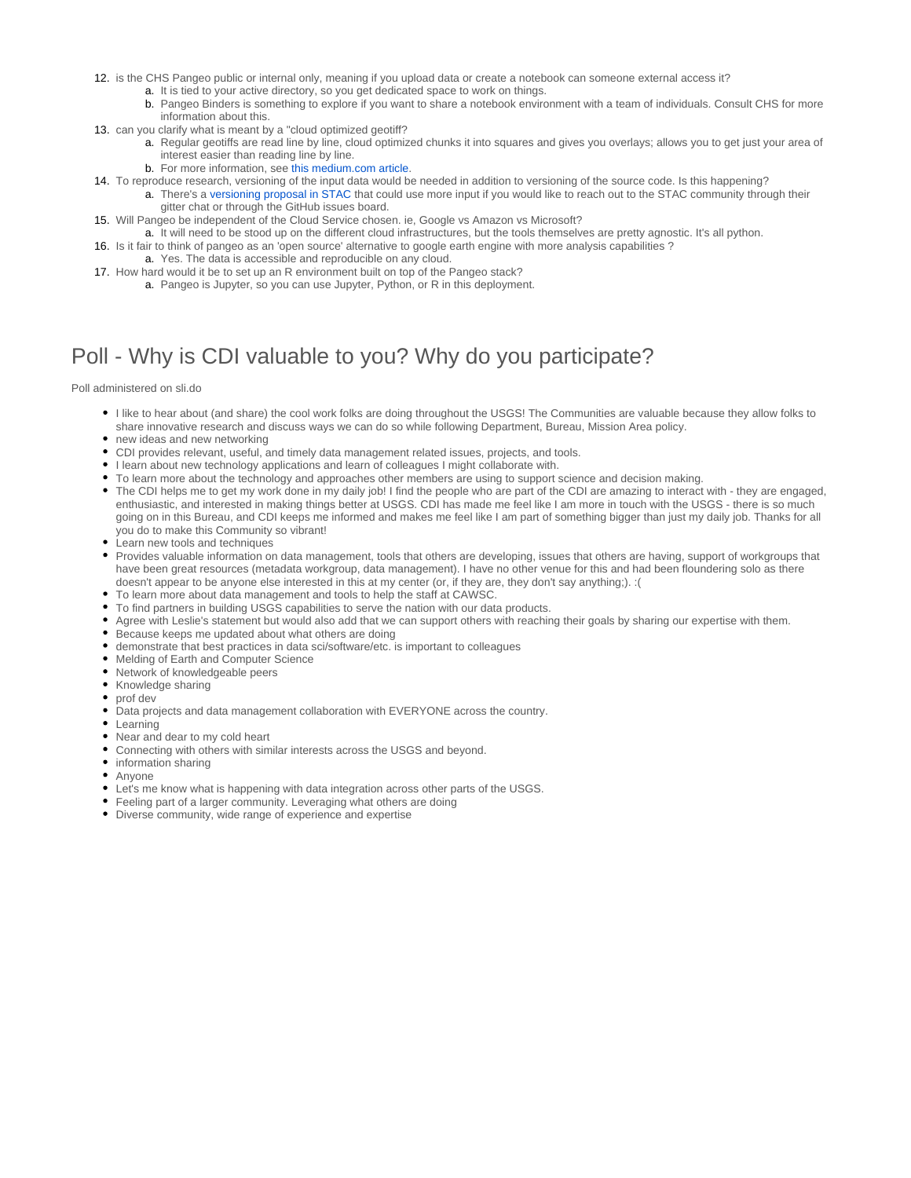12. is the CHS Pangeo public or internal only, meaning if you upload data or create a notebook can someone external access it?
    a. It is tied to your active directory, so you get dedicated space to work on things.
    b. Pangeo Binders is something to explore if you want to share a notebook environment with a team of individuals. Consult CHS for more information about this.
13. can you clarify what is meant by a "cloud optimized geotiff?
    a. Regular geotiffs are read line by line, cloud optimized chunks it into squares and gives you overlays; allows you to get just your area of interest easier than reading line by line.
    b. For more information, see this medium.com article.
14. To reproduce research, versioning of the input data would be needed in addition to versioning of the source code. Is this happening?
    a. There's a versioning proposal in STAC that could use more input if you would like to reach out to the STAC community through their gitter chat or through the GitHub issues board.
15. Will Pangeo be independent of the Cloud Service chosen. ie, Google vs Amazon vs Microsoft?
    a. It will need to be stood up on the different cloud infrastructures, but the tools themselves are pretty agnostic. It's all python.
16. Is it fair to think of pangeo as an 'open source' alternative to google earth engine with more analysis capabilities ?
    a. Yes. The data is accessible and reproducible on any cloud.
17. How hard would it be to set up an R environment built on top of the Pangeo stack?
    a. Pangeo is Jupyter, so you can use Jupyter, Python, or R in this deployment.

# Poll - Why is CDI valuable to you? Why do you participate?

Poll administered on sli.do

- I like to hear about (and share) the cool work folks are doing throughout the USGS! The Communities are valuable because they allow folks to share innovative research and discuss ways we can do so while following Department, Bureau, Mission Area policy.
- new ideas and new networking
- CDI provides relevant, useful, and timely data management related issues, projects, and tools.
- I learn about new technology applications and learn of colleagues I might collaborate with.
- To learn more about the technology and approaches other members are using to support science and decision making.
- The CDI helps me to get my work done in my daily job! I find the people who are part of the CDI are amazing to interact with - they are engaged, enthusiastic, and interested in making things better at USGS. CDI has made me feel like I am more in touch with the USGS - there is so much going on in this Bureau, and CDI keeps me informed and makes me feel like I am part of something bigger than just my daily job. Thanks for all you do to make this Community so vibrant!
- Learn new tools and techniques
- Provides valuable information on data management, tools that others are developing, issues that others are having, support of workgroups that have been great resources (metadata workgroup, data management). I have no other venue for this and had been floundering solo as there doesn't appear to be anyone else interested in this at my center (or, if they are, they don't say anything;). :(
- To learn more about data management and tools to help the staff at CAWSC.
- To find partners in building USGS capabilities to serve the nation with our data products.
- Agree with Leslie's statement but would also add that we can support others with reaching their goals by sharing our expertise with them.
- Because keeps me updated about what others are doing
- demonstrate that best practices in data sci/software/etc. is important to colleagues
- Melding of Earth and Computer Science
- Network of knowledgeable peers
- Knowledge sharing
- prof dev
- Data projects and data management collaboration with EVERYONE across the country.
- Learning
- Near and dear to my cold heart
- Connecting with others with similar interests across the USGS and beyond.
- information sharing
- Anyone
- Let's me know what is happening with data integration across other parts of the USGS.
- Feeling part of a larger community. Leveraging what others are doing
- Diverse community, wide range of experience and expertise